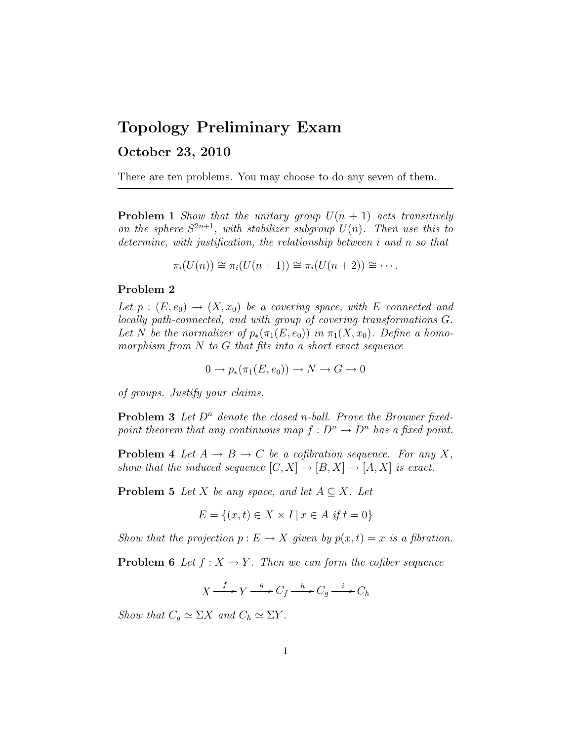# Topology Preliminary Exam

## October 23, 2010

There are ten problems. You may choose to do any seven of them.

---

**Problem 1** *Show that the unitary group $U(n+1)$ acts transitively on the sphere $S^{2n+1}$, with stabilizer subgroup $U(n)$. Then use this to determine, with justification, the relationship between $i$ and $n$ so that*

$$\pi_i(U(n)) \cong \pi_i(U(n+1)) \cong \pi_i(U(n+2)) \cong \cdots.$$

**Problem 2**

*Let $p : (E, e_0) \to (X, x_0)$ be a covering space, with $E$ connected and locally path-connected, and with group of covering transformations $G$. Let $N$ be the normalizer of $p_*(\pi_1(E, e_0))$ in $\pi_1(X, x_0)$. Define a homomorphism from $N$ to $G$ that fits into a short exact sequence*

$$0 \to p_*(\pi_1(E, e_0)) \to N \to G \to 0$$

*of groups. Justify your claims.*

**Problem 3** *Let $D^n$ denote the closed $n$-ball. Prove the Brouwer fixed-point theorem that any continuous map $f : D^n \to D^n$ has a fixed point.*

**Problem 4** *Let $A \to B \to C$ be a cofibration sequence. For any $X$, show that the induced sequence $[C, X] \to [B, X] \to [A, X]$ is exact.*

**Problem 5** *Let $X$ be any space, and let $A \subseteq X$. Let*

$$E = \{(x, t) \in X \times I \mid x \in A \text{ if } t = 0\}$$

*Show that the projection $p : E \to X$ given by $p(x, t) = x$ is a fibration.*

**Problem 6** *Let $f : X \to Y$. Then we can form the cofiber sequence*

$$X \xrightarrow{f} Y \xrightarrow{g} C_f \xrightarrow{h} C_g \xrightarrow{i} C_h$$

*Show that $C_g \simeq \Sigma X$ and $C_h \simeq \Sigma Y$.*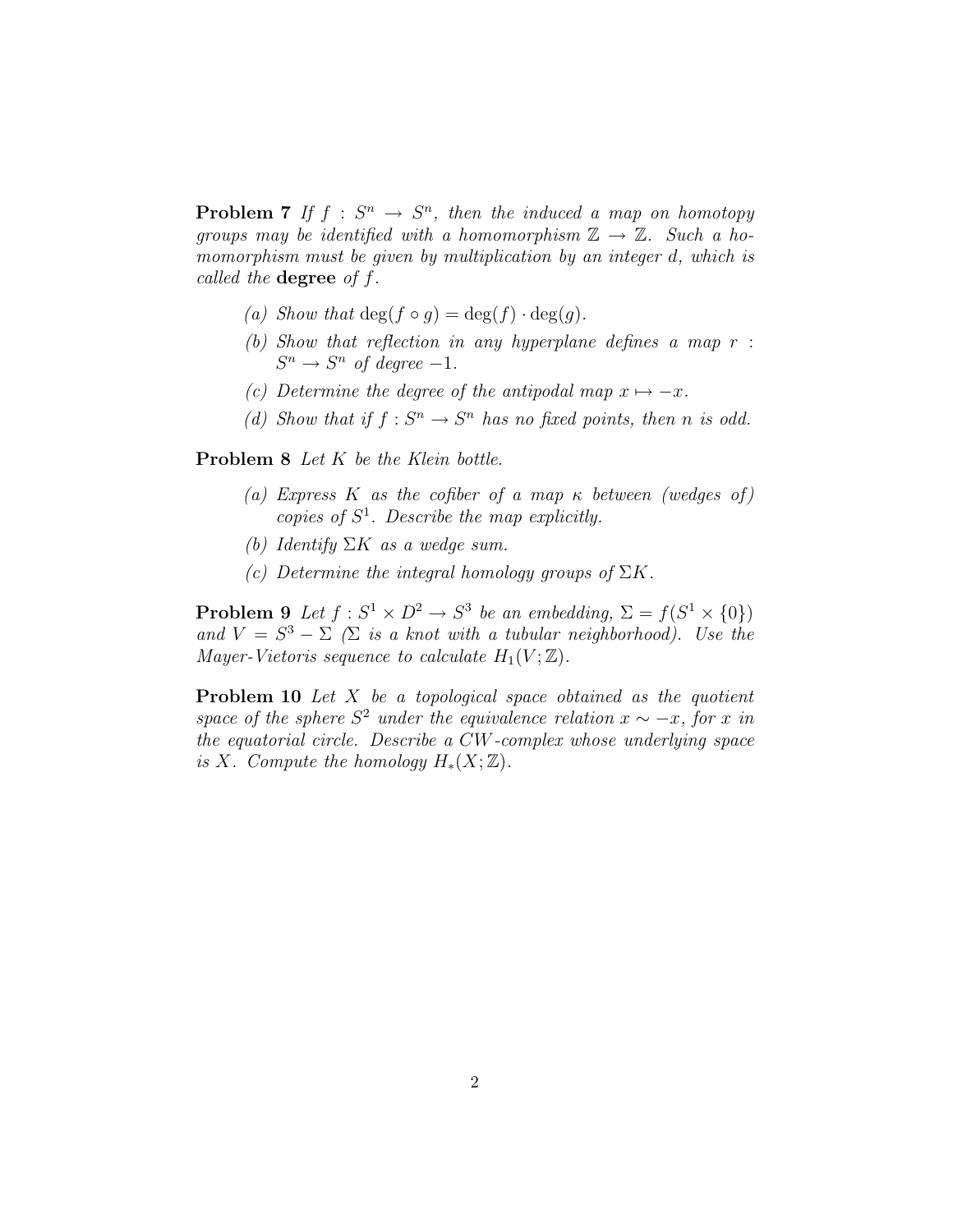**Problem 7** *If $f : S^n \to S^n$, then the induced a map on homotopy groups may be identified with a homomorphism $\mathbb{Z} \to \mathbb{Z}$. Such a homomorphism must be given by multiplication by an integer d, which is called the* **degree** *of $f$.*

- *(a) Show that $\deg(f \circ g) = \deg(f) \cdot \deg(g)$.*
- *(b) Show that reflection in any hyperplane defines a map $r : S^n \to S^n$ of degree $-1$.*
- *(c) Determine the degree of the antipodal map $x \mapsto -x$.*
- *(d) Show that if $f : S^n \to S^n$ has no fixed points, then $n$ is odd.*

**Problem 8** *Let $K$ be the Klein bottle.*

- *(a) Express $K$ as the cofiber of a map $\kappa$ between (wedges of) copies of $S^1$. Describe the map explicitly.*
- *(b) Identify $\Sigma K$ as a wedge sum.*
- *(c) Determine the integral homology groups of $\Sigma K$.*

**Problem 9** *Let $f : S^1 \times D^2 \to S^3$ be an embedding, $\Sigma = f(S^1 \times \{0\})$ and $V = S^3 - \Sigma$ ($\Sigma$ is a knot with a tubular neighborhood). Use the Mayer-Vietoris sequence to calculate $H_1(V; \mathbb{Z})$.*

**Problem 10** *Let $X$ be a topological space obtained as the quotient space of the sphere $S^2$ under the equivalence relation $x \sim -x$, for $x$ in the equatorial circle. Describe a CW-complex whose underlying space is $X$. Compute the homology $H_*(X; \mathbb{Z})$.*